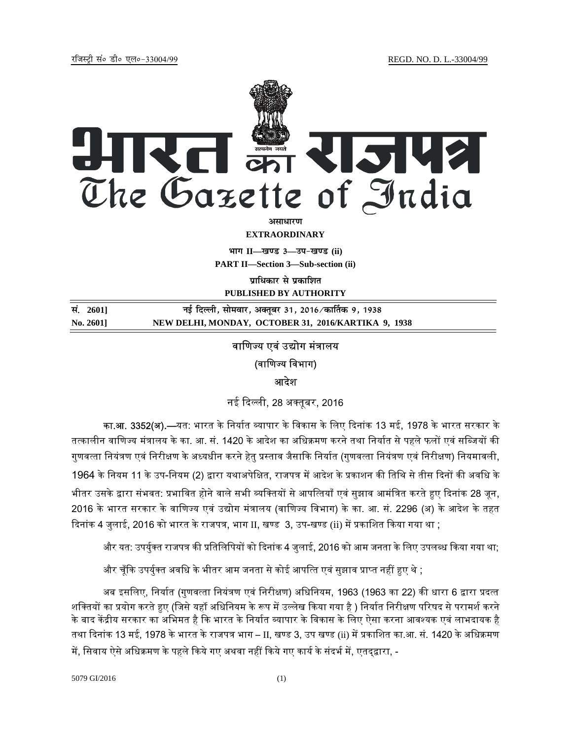रजिस्ट्री सं० डी० एल०-33004/99 REGD. NO. D. L.-33004/99

# भारत का राजपत्र
# The Gazette of India

**असाधारण**

**EXTRAORDINARY**

**भाग II—खण्ड 3—उप-खण्ड (ii)**

**PART II—Section 3—Sub-section (ii)**

**प्राधिकार से प्रकाशित**

**PUBLISHED BY AUTHORITY**

| सं. 2601] | नई दिल्ली, सोमवार, अक्तूबर 31, 2016/कार्तिक 9, 1938 |
|---|---|
| No. 2601] | NEW DELHI, MONDAY, OCTOBER 31, 2016/KARTIKA 9, 1938 |

वाणिज्य एवं उद्योग मंत्रालय

(वाणिज्य विभाग)

आदेश

नई दिल्ली, 28 अक्तूबर, 2016

**का.आ. 3352(अ).**—यत: भारत के निर्यात व्यापार के विकास के लिए दिनांक 13 मई, 1978 के भारत सरकार के तत्कालीन वाणिज्य मंत्रालय के का. आ. सं. 1420 के आदेश का अधिक्रमण करने तथा निर्यात से पहले फलों एवं सब्जियों की गुणवत्ता नियंत्रण एवं निरीक्षण के अध्यधीन करने हेतु प्रस्ताव जैसाकि निर्यात (गुणवत्ता नियंत्रण एवं निरीक्षण) नियमावली, 1964 के नियम 11 के उप-नियम (2) द्वारा यथाअपेक्षित, राजपत्र में आदेश के प्रकाशन की तिथि से तीस दिनों की अवधि के भीतर उसके द्वारा संभवत: प्रभावित होने वाले सभी व्यक्तियों से आपत्तियाँ एवं सुझाव आमंत्रित करते हुए दिनांक 28 जून, 2016 के भारत सरकार के वाणिज्य एवं उद्योग मंत्रालय (वाणिज्य विभाग) के का. आ. सं. 2296 (अ) के आदेश के तहत दिनांक 4 जुलाई, 2016 को भारत के राजपत्र, भाग II, खण्ड 3, उप-खण्ड (ii) में प्रकाशित किया गया था ;

और यत: उपर्युक्त राजपत्र की प्रतिलिपियों को दिनांक 4 जुलाई, 2016 को आम जनता के लिए उपलब्ध किया गया था;

और चूँकि उपर्युक्त अवधि के भीतर आम जनता से कोई आपत्ति एवं सुझाव प्राप्त नहीं हुए थे ;

अब इसलिए, निर्यात (गुणवत्ता नियंत्रण एवं निरीक्षण) अधिनियम, 1963 (1963 का 22) की धारा 6 द्वारा प्रदत्त शक्तियों का प्रयोग करते हुए (जिसे यहाँ अधिनियम के रूप में उल्लेख किया गया है ) निर्यात निरीक्षण परिषद से परामर्श करने के बाद केंद्रीय सरकार का अभिमत है कि भारत के निर्यात व्यापार के विकास के लिए ऐसा करना आवश्यक एवं लाभदायक है तथा दिनांक 13 मई, 1978 के भारत के राजपत्र भाग – II, खण्ड 3, उप खण्ड (ii) में प्रकाशित का.आ. सं. 1420 के अधिक्रमण में, सिवाय ऐसे अधिक्रमण के पहले किये गए अथवा नहीं किये गए कार्य के संदर्भ में, एतद्द्वारा, -

5079 GI/2016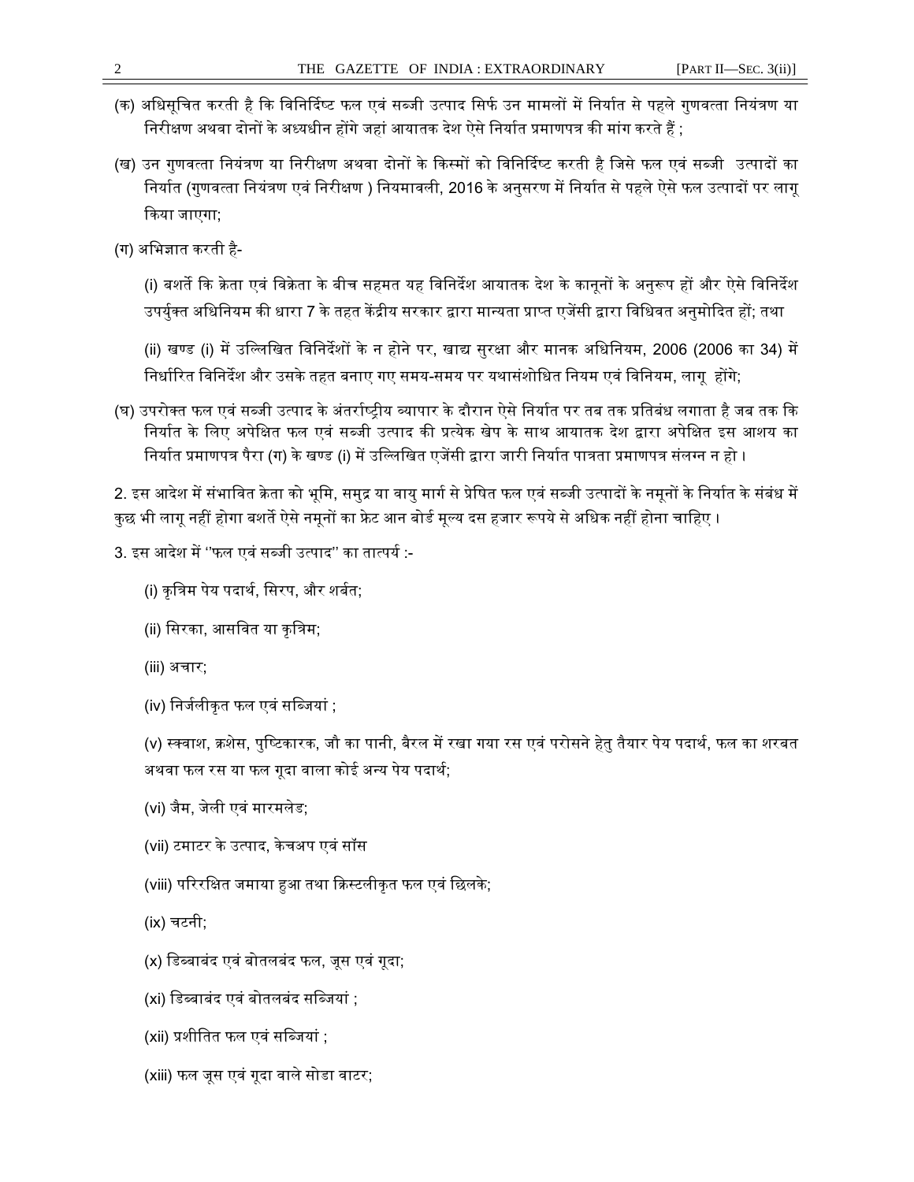(क) अधिसूचित करती है कि विनिर्दिष्ट फल एवं सब्जी उत्पाद सिर्फ उन मामलों में निर्यात से पहले गुणवत्ता नियंत्रण या निरीक्षण अथवा दोनों के अध्यधीन होंगे जहां आयातक देश ऐसे निर्यात प्रमाणपत्र की मांग करते हैं ;

(ख) उन गुणवत्ता नियंत्रण या निरीक्षण अथवा दोनों के किस्मों को विनिर्दिष्ट करती है जिसे फल एवं सब्जी उत्पादों का निर्यात (गुणवत्ता नियंत्रण एवं निरीक्षण ) नियमावली, 2016 के अनुसरण में निर्यात से पहले ऐसे फल उत्पादों पर लागू किया जाएगा;

(ग) अभिज्ञात करती है-

(i) बशर्ते कि क्रेता एवं विक्रेता के बीच सहमत यह विनिर्देश आयातक देश के कानूनों के अनुरूप हों और ऐसे विनिर्देश उपर्युक्त अधिनियम की धारा 7 के तहत केंद्रीय सरकार द्वारा मान्यता प्राप्त एजेंसी द्वारा विधिवत अनुमोदित हों; तथा

(ii) खण्ड (i) में उल्लिखित विनिर्देशों के न होने पर, खाद्य सुरक्षा और मानक अधिनियम, 2006 (2006 का 34) में निर्धारित विनिर्देश और उसके तहत बनाए गए समय-समय पर यथासंशोधित नियम एवं विनियम, लागू होंगे;

(घ) उपरोक्त फल एवं सब्जी उत्पाद के अंतर्राष्ट्रीय व्यापार के दौरान ऐसे निर्यात पर तब तक प्रतिबंध लगाता है जब तक कि निर्यात के लिए अपेक्षित फल एवं सब्जी उत्पाद की प्रत्येक खेप के साथ आयातक देश द्वारा अपेक्षित इस आशय का निर्यात प्रमाणपत्र पैरा (ग) के खण्ड (i) में उल्लिखित एजेंसी द्वारा जारी निर्यात पात्रता प्रमाणपत्र संलग्न न हो ।

2. इस आदेश में संभावित क्रेता को भूमि, समुद्र या वायु मार्ग से प्रेषित फल एवं सब्जी उत्पादों के नमूनों के निर्यात के संबंध में कुछ भी लागू नहीं होगा बशर्ते ऐसे नमूनों का फ्रेट आन बोर्ड मूल्य दस हजार रूपये से अधिक नहीं होना चाहिए ।

3. इस आदेश में "फल एवं सब्जी उत्पाद" का तात्पर्य :-

(i) कृत्रिम पेय पदार्थ, सिरप, और शर्बत;

(ii) सिरका, आसवित या कृत्रिम;

(iii) अचार;

(iv) निर्जलीकृत फल एवं सब्जियां ;

(v) स्क्वाश, क्रशेस, पुष्टिकारक, जौ का पानी, बैरल में रखा गया रस एवं परोसने हेतु तैयार पेय पदार्थ, फल का शरबत अथवा फल रस या फल गूदा वाला कोई अन्य पेय पदार्थ;

(vi) जैम, जेली एवं मारमलेड;

(vii) टमाटर के उत्पाद, केचअप एवं सॉस

(viii) परिरक्षित जमाया हुआ तथा क्रिस्टलीकृत फल एवं छिलके;

(ix) चटनी;

(x) डिब्बाबंद एवं बोतलबंद फल, जूस एवं गूदा;

(xi) डिब्बाबंद एवं बोतलबंद सब्जियां ;

(xii) प्रशीतित फल एवं सब्जियां ;

(xiii) फल जूस एवं गूदा वाले सोडा वाटर;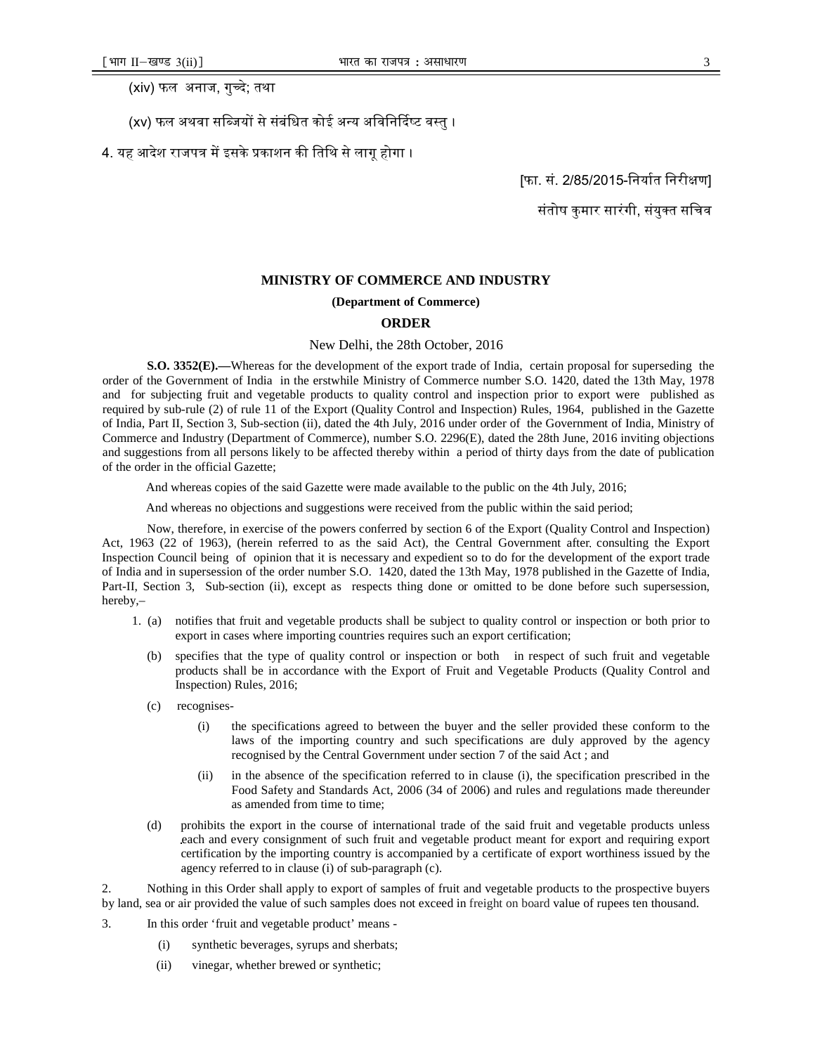(xiv) फल अनाज, गुच्दे; तथा

(xv) फल अथवा सब्जियों से संबंधित कोई अन्य अविनिर्दिष्ट वस्तु ।

4. यह आदेश राजपत्र में इसके प्रकाशन की तिथि से लागू होगा ।

[फा. सं. 2/85/2015-निर्यात निरीक्षण]

संतोष कुमार सारंगी, संयुक्त सचिव

## MINISTRY OF COMMERCE AND INDUSTRY

### (Department of Commerce)

### ORDER

New Delhi, the 28th October, 2016

**S.O. 3352(E).—**Whereas for the development of the export trade of India, certain proposal for superseding the order of the Government of India in the erstwhile Ministry of Commerce number S.O. 1420, dated the 13th May, 1978 and for subjecting fruit and vegetable products to quality control and inspection prior to export were published as required by sub-rule (2) of rule 11 of the Export (Quality Control and Inspection) Rules, 1964, published in the Gazette of India, Part II, Section 3, Sub-section (ii), dated the 4th July, 2016 under order of the Government of India, Ministry of Commerce and Industry (Department of Commerce), number S.O. 2296(E), dated the 28th June, 2016 inviting objections and suggestions from all persons likely to be affected thereby within a period of thirty days from the date of publication of the order in the official Gazette;

And whereas copies of the said Gazette were made available to the public on the 4th July, 2016;

And whereas no objections and suggestions were received from the public within the said period;

Now, therefore, in exercise of the powers conferred by section 6 of the Export (Quality Control and Inspection) Act, 1963 (22 of 1963), (herein referred to as the said Act), the Central Government after consulting the Export Inspection Council being of opinion that it is necessary and expedient so to do for the development of the export trade of India and in supersession of the order number S.O. 1420, dated the 13th May, 1978 published in the Gazette of India, Part-II, Section 3, Sub-section (ii), except as respects thing done or omitted to be done before such supersession, hereby,–

1. (a) notifies that fruit and vegetable products shall be subject to quality control or inspection or both prior to export in cases where importing countries requires such an export certification;

   (b) specifies that the type of quality control or inspection or both in respect of such fruit and vegetable products shall be in accordance with the Export of Fruit and Vegetable Products (Quality Control and Inspection) Rules, 2016;

   (c) recognises-

   (i) the specifications agreed to between the buyer and the seller provided these conform to the laws of the importing country and such specifications are duly approved by the agency recognised by the Central Government under section 7 of the said Act ; and

   (ii) in the absence of the specification referred to in clause (i), the specification prescribed in the Food Safety and Standards Act, 2006 (34 of 2006) and rules and regulations made thereunder as amended from time to time;

   (d) prohibits the export in the course of international trade of the said fruit and vegetable products unless each and every consignment of such fruit and vegetable product meant for export and requiring export certification by the importing country is accompanied by a certificate of export worthiness issued by the agency referred to in clause (i) of sub-paragraph (c).

2. Nothing in this Order shall apply to export of samples of fruit and vegetable products to the prospective buyers by land, sea or air provided the value of such samples does not exceed in freight on board value of rupees ten thousand.

3. In this order 'fruit and vegetable product' means -

   (i) synthetic beverages, syrups and sherbats;

   (ii) vinegar, whether brewed or synthetic;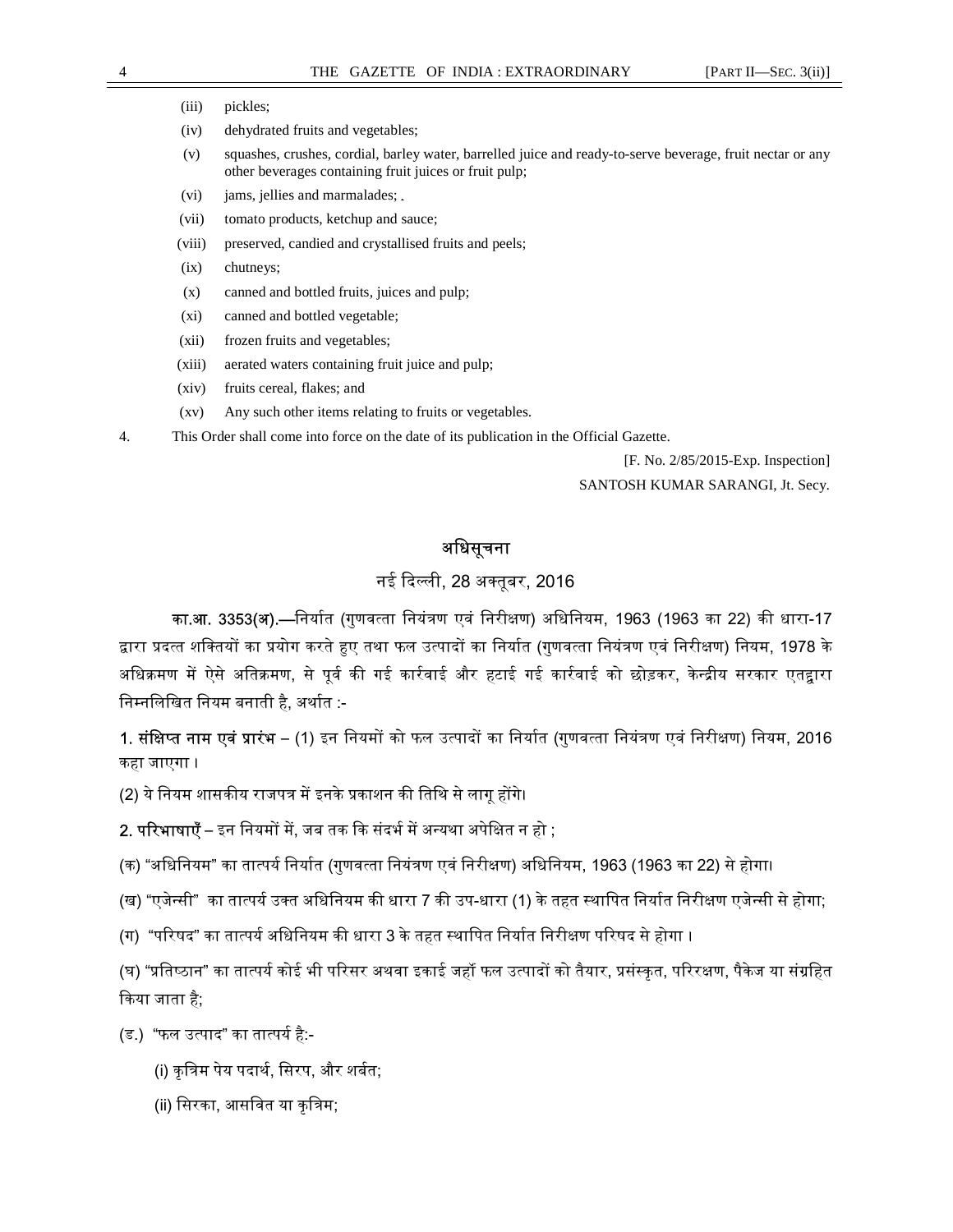(iii) pickles;

(iv) dehydrated fruits and vegetables;

(v) squashes, crushes, cordial, barley water, barrelled juice and ready-to-serve beverage, fruit nectar or any other beverages containing fruit juices or fruit pulp;

(vi) jams, jellies and marmalades;

(vii) tomato products, ketchup and sauce;

(viii) preserved, candied and crystallised fruits and peels;

(ix) chutneys;

(x) canned and bottled fruits, juices and pulp;

(xi) canned and bottled vegetable;

(xii) frozen fruits and vegetables;

(xiii) aerated waters containing fruit juice and pulp;

(xiv) fruits cereal, flakes; and

(xv) Any such other items relating to fruits or vegetables.

4. This Order shall come into force on the date of its publication in the Official Gazette.

[F. No. 2/85/2015-Exp. Inspection]

SANTOSH KUMAR SARANGI, Jt. Secy.

## अधिसूचना

नई दिल्ली, 28 अक्तूबर, 2016

**का.आ. 3353(अ).**—निर्यात (गुणवत्ता नियंत्रण एवं निरीक्षण) अधिनियम, 1963 (1963 का 22) की धारा-17 द्वारा प्रदत्त शक्तियों का प्रयोग करते हुए तथा फल उत्पादों का निर्यात (गुणवत्ता नियंत्रण एवं निरीक्षण) नियम, 1978 के अधिक्रमण में ऐसे अतिक्रमण, से पूर्व की गई कार्रवाई और हटाई गई कार्रवाई को छोड़कर, केन्द्रीय सरकार एतद्वारा निम्नलिखित नियम बनाती है, अर्थात :-

**1. संक्षिप्त नाम एवं प्रारंभ** – (1) इन नियमों को फल उत्पादों का निर्यात (गुणवत्ता नियंत्रण एवं निरीक्षण) नियम, 2016 कहा जाएगा।

(2) ये नियम शासकीय राजपत्र में इनके प्रकाशन की तिथि से लागू होंगे।

**2. परिभाषाएँ** – इन नियमों में, जब तक कि संदर्भ में अन्यथा अपेक्षित न हो ;

(क) "अधिनियम" का तात्पर्य निर्यात (गुणवत्ता नियंत्रण एवं निरीक्षण) अधिनियम, 1963 (1963 का 22) से होगा।

(ख) "एजेन्सी" का तात्पर्य उक्त अधिनियम की धारा 7 की उप-धारा (1) के तहत स्थापित निर्यात निरीक्षण एजेन्सी से होगा;

(ग) "परिषद" का तात्पर्य अधिनियम की धारा 3 के तहत स्थापित निर्यात निरीक्षण परिषद से होगा ।

(घ) "प्रतिष्ठान" का तात्पर्य कोई भी परिसर अथवा इकाई जहाँ फल उत्पादों को तैयार, प्रसंस्कृत, परिरक्षण, पैकेज या संग्रहित किया जाता है;

(ड.) "फल उत्पाद" का तात्पर्य है:-

(i) कृत्रिम पेय पदार्थ, सिरप, और शर्बत;

(ii) सिरका, आसवित या कृत्रिम;